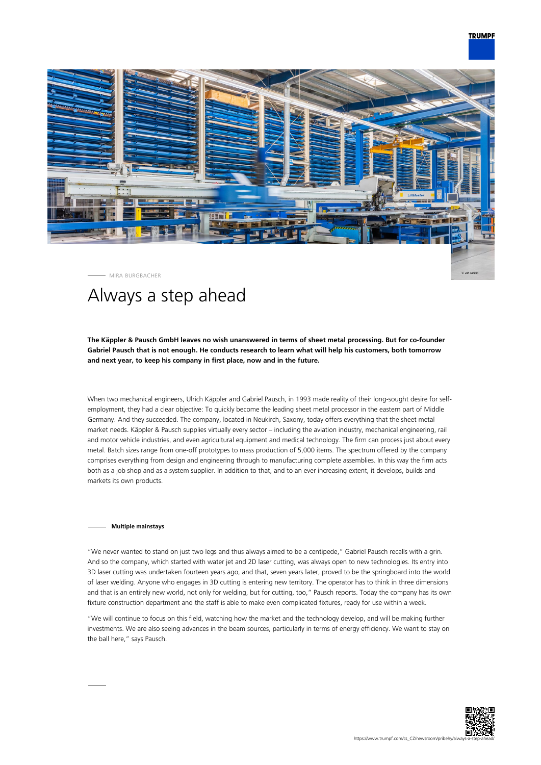MIRA BURGBACHER

# Always a step ahead

**The Käppler & Pausch GmbH leaves no wish unanswered in terms of sheet metal processing. But for co-founder Gabriel Pausch that is not enough. He conducts research to learn what will help his customers, both tomorrow and next year, to keep his company in first place, now and in the future.**

When two mechanical engineers, Ulrich Käppler and Gabriel Pausch, in 1993 made reality of their long-sought desire for self-employment, they had a clear objective: To quickly become the leading sheet metal processor in the eastern part of Middle Germany. And they succeeded. The company, located in Neukirch, Saxony, today offers everything that the sheet metal market needs. Käppler & Pausch supplies virtually every sector – including the aviation industry, mechanical engineering, rail and motor vehicle industries, and even agricultural equipment and medical technology. The firm can process just about every metal. Batch sizes range from one-off prototypes to mass production of 5,000 items. The spectrum offered by the company comprises everything from design and engineering through to manufacturing complete assemblies. In this way the firm acts both as a job shop and as a system supplier. In addition to that, and to an ever increasing extent, it develops, builds and markets its own products.

## Multiple mainstays

"We never wanted to stand on just two legs and thus always aimed to be a centipede," Gabriel Pausch recalls with a grin. And so the company, which started with water jet and 2D laser cutting, was always open to new technologies. Its entry into 3D laser cutting was undertaken fourteen years ago, and that, seven years later, proved to be the springboard into the world of laser welding. Anyone who engages in 3D cutting is entering new territory. The operator has to think in three dimensions and that is an entirely new world, not only for welding, but for cutting, too," Pausch reports. Today the company has its own fixture construction department and the staff is able to make even complicated fixtures, ready for use within a week.

"We will continue to focus on this field, watching how the market and the technology develop, and will be making further investments. We are also seeing advances in the beam sources, particularly in terms of energy efficiency. We want to stay on the ball here," says Pausch.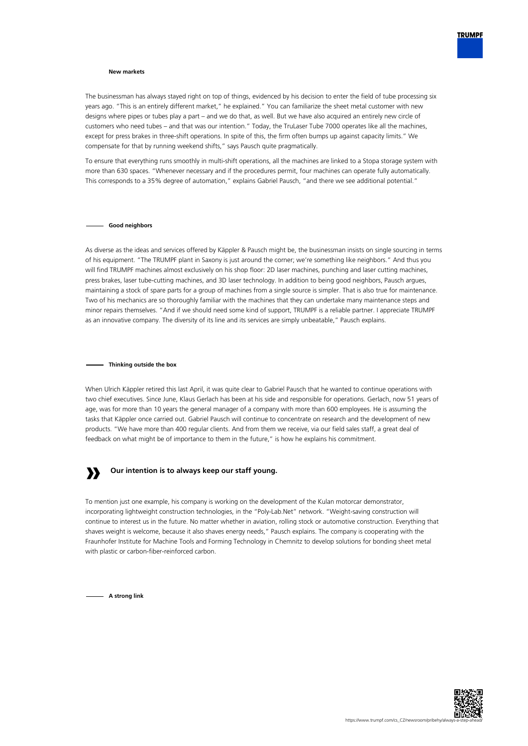## New markets

The businessman has always stayed right on top of things, evidenced by his decision to enter the field of tube processing six years ago. "This is an entirely different market," he explained." You can familiarize the sheet metal customer with new designs where pipes or tubes play a part – and we do that, as well. But we have also acquired an entirely new circle of customers who need tubes – and that was our intention." Today, the TruLaser Tube 7000 operates like all the machines, except for press brakes in three-shift operations. In spite of this, the firm often bumps up against capacity limits." We compensate for that by running weekend shifts," says Pausch quite pragmatically.

To ensure that everything runs smoothly in multi-shift operations, all the machines are linked to a Stopa storage system with more than 630 spaces. "Whenever necessary and if the procedures permit, four machines can operate fully automatically. This corresponds to a 35% degree of automation," explains Gabriel Pausch, "and there we see additional potential."

## Good neighbors

As diverse as the ideas and services offered by Käppler & Pausch might be, the businessman insists on single sourcing in terms of his equipment. "The TRUMPF plant in Saxony is just around the corner; we're something like neighbors." And thus you will find TRUMPF machines almost exclusively on his shop floor: 2D laser machines, punching and laser cutting machines, press brakes, laser tube-cutting machines, and 3D laser technology. In addition to being good neighbors, Pausch argues, maintaining a stock of spare parts for a group of machines from a single source is simpler. That is also true for maintenance. Two of his mechanics are so thoroughly familiar with the machines that they can undertake many maintenance steps and minor repairs themselves. "And if we should need some kind of support, TRUMPF is a reliable partner. I appreciate TRUMPF as an innovative company. The diversity of its line and its services are simply unbeatable," Pausch explains.

## Thinking outside the box

When Ulrich Käppler retired this last April, it was quite clear to Gabriel Pausch that he wanted to continue operations with two chief executives. Since June, Klaus Gerlach has been at his side and responsible for operations. Gerlach, now 51 years of age, was for more than 10 years the general manager of a company with more than 600 employees. He is assuming the tasks that Käppler once carried out. Gabriel Pausch will continue to concentrate on research and the development of new products. "We have more than 400 regular clients. And from them we receive, via our field sales staff, a great deal of feedback on what might be of importance to them in the future," is how he explains his commitment.

> **Our intention is to always keep our staff young.**

To mention just one example, his company is working on the development of the Kulan motorcar demonstrator, incorporating lightweight construction technologies, in the "Poly-Lab.Net" network. "Weight-saving construction will continue to interest us in the future. No matter whether in aviation, rolling stock or automotive construction. Everything that shaves weight is welcome, because it also shaves energy needs," Pausch explains. The company is cooperating with the Fraunhofer Institute for Machine Tools and Forming Technology in Chemnitz to develop solutions for bonding sheet metal with plastic or carbon-fiber-reinforced carbon.

## A strong link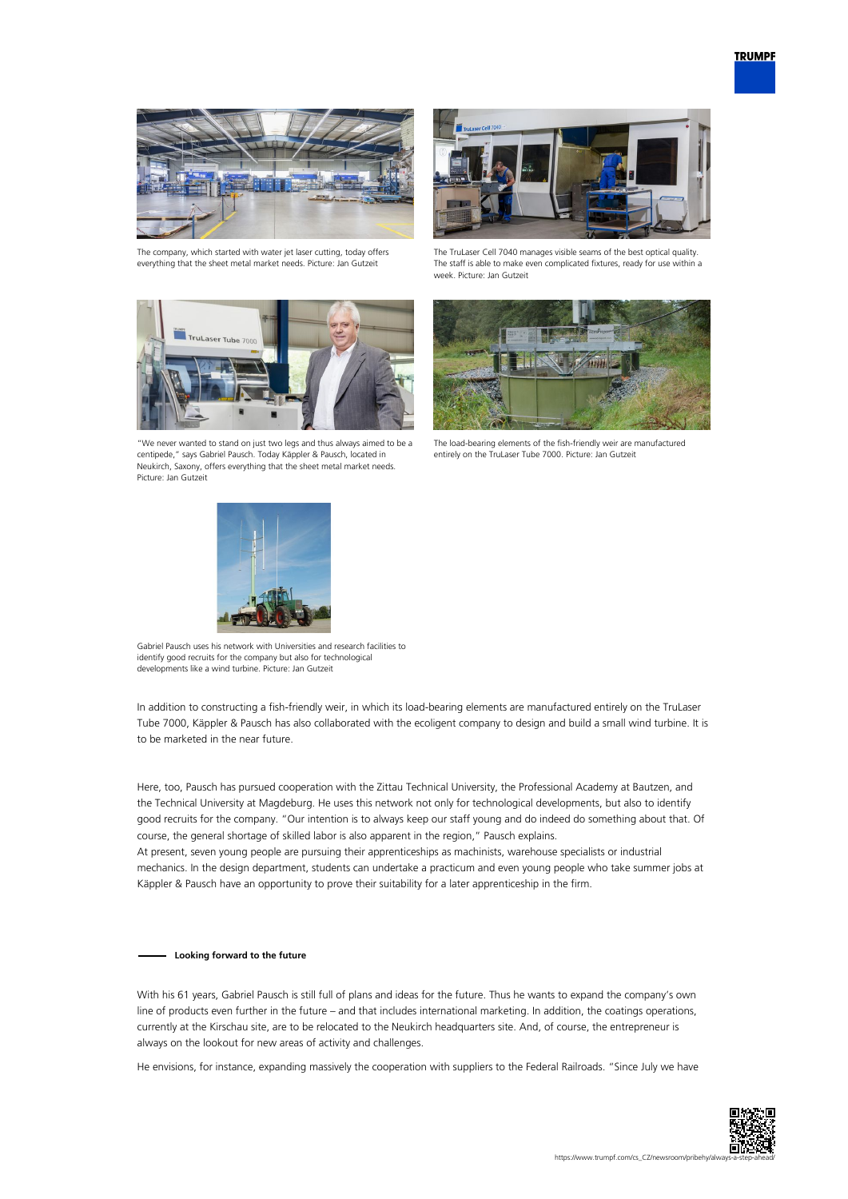The company, which started with water jet laser cutting, today offers everything that the sheet metal market needs. Picture: Jan Gutzeit

The TruLaser Cell 7040 manages visible seams of the best optical quality. The staff is able to make even complicated fixtures, ready for use within a week. Picture: Jan Gutzeit

"We never wanted to stand on just two legs and thus always aimed to be a centipede," says Gabriel Pausch. Today Käppler & Pausch, located in Neukirch, Saxony, offers everything that the sheet metal market needs. Picture: Jan Gutzeit

The load-bearing elements of the fish-friendly weir are manufactured entirely on the TruLaser Tube 7000. Picture: Jan Gutzeit

Gabriel Pausch uses his network with Universities and research facilities to identify good recruits for the company but also for technological developments like a wind turbine. Picture: Jan Gutzeit

In addition to constructing a fish-friendly weir, in which its load-bearing elements are manufactured entirely on the TruLaser Tube 7000, Käppler & Pausch has also collaborated with the ecoligent company to design and build a small wind turbine. It is to be marketed in the near future.

Here, too, Pausch has pursued cooperation with the Zittau Technical University, the Professional Academy at Bautzen, and the Technical University at Magdeburg. He uses this network not only for technological developments, but also to identify good recruits for the company. "Our intention is to always keep our staff young and do indeed do something about that. Of course, the general shortage of skilled labor is also apparent in the region," Pausch explains.
At present, seven young people are pursuing their apprenticeships as machinists, warehouse specialists or industrial mechanics. In the design department, students can undertake a practicum and even young people who take summer jobs at Käppler & Pausch have an opportunity to prove their suitability for a later apprenticeship in the firm.

## Looking forward to the future

With his 61 years, Gabriel Pausch is still full of plans and ideas for the future. Thus he wants to expand the company's own line of products even further in the future – and that includes international marketing. In addition, the coatings operations, currently at the Kirschau site, are to be relocated to the Neukirch headquarters site. And, of course, the entrepreneur is always on the lookout for new areas of activity and challenges.

He envisions, for instance, expanding massively the cooperation with suppliers to the Federal Railroads. "Since July we have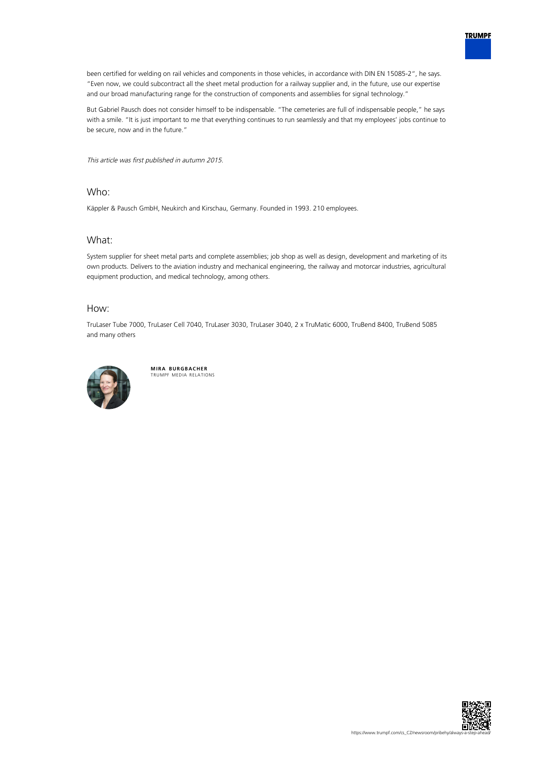been certified for welding on rail vehicles and components in those vehicles, in accordance with DIN EN 15085-2", he says. "Even now, we could subcontract all the sheet metal production for a railway supplier and, in the future, use our expertise and our broad manufacturing range for the construction of components and assemblies for signal technology."

But Gabriel Pausch does not consider himself to be indispensable. "The cemeteries are full of indispensable people," he says with a smile. "It is just important to me that everything continues to run seamlessly and that my employees' jobs continue to be secure, now and in the future."

*This article was first published in autumn 2015.*

## Who:

Käppler & Pausch GmbH, Neukirch and Kirschau, Germany. Founded in 1993. 210 employees.

## What:

System supplier for sheet metal parts and complete assemblies; job shop as well as design, development and marketing of its own products. Delivers to the aviation industry and mechanical engineering, the railway and motorcar industries, agricultural equipment production, and medical technology, among others.

## How:

TruLaser Tube 7000, TruLaser Cell 7040, TruLaser 3030, TruLaser 3040, 2 x TruMatic 6000, TruBend 8400, TruBend 5085 and many others

**MIRA BURGBACHER**
TRUMPF MEDIA RELATIONS